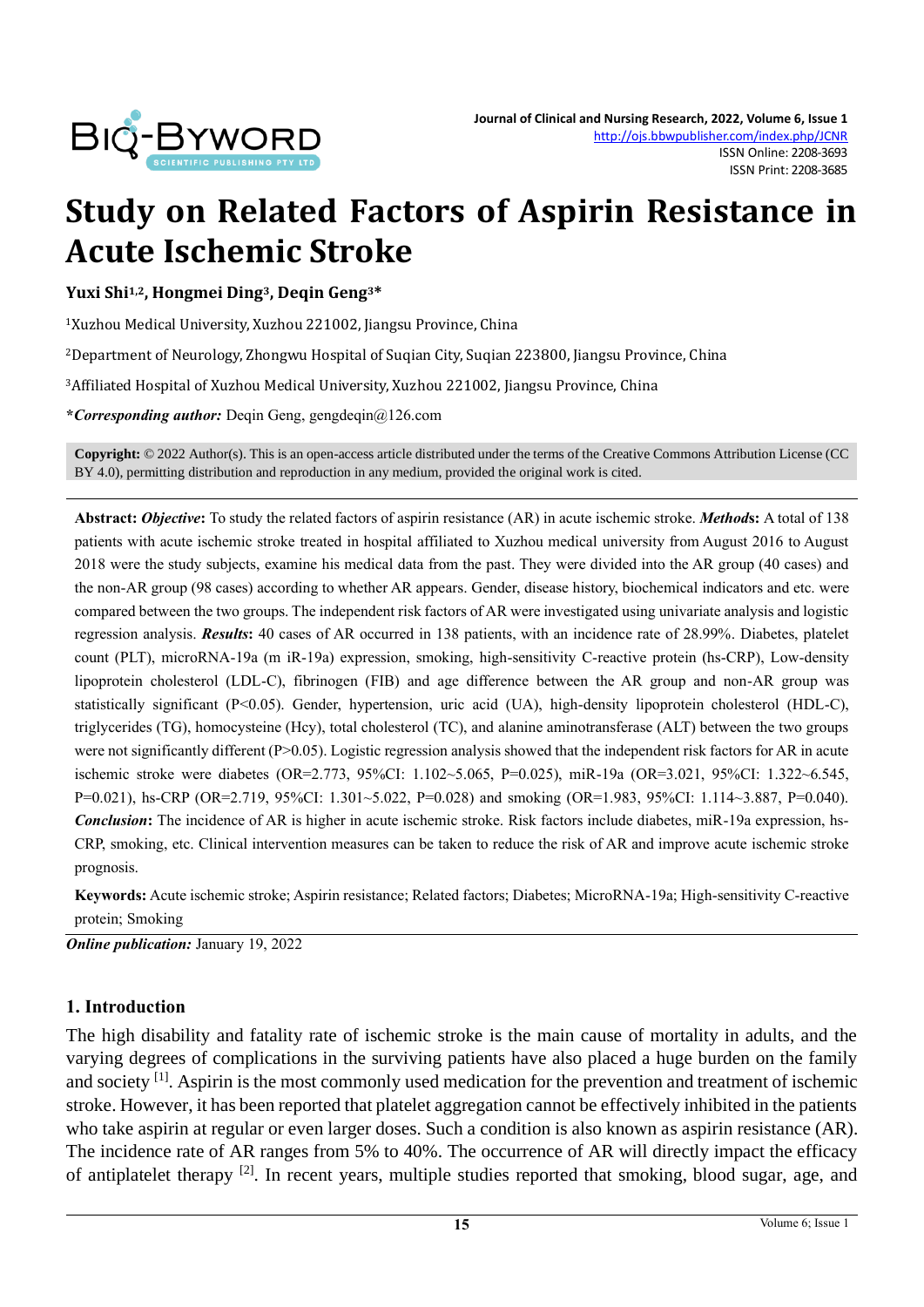# Study on Related Factors of Aspirin Resistance in Acute Ischemic Stroke

**Yuxi Shi[1,2], Hongmei Ding[3], Deqin Geng[3]***

[1]Xuzhou Medical University, Xuzhou 221002, Jiangsu Province, China

[2]Department of Neurology, Zhongwu Hospital of Suqian City, Suqian 223800, Jiangsu Province, China

[3]Affiliated Hospital of Xuzhou Medical University, Xuzhou 221002, Jiangsu Province, China

***Corresponding author:** Deqin Geng, gengdeqin@126.com

**Copyright:** © 2022 Author(s). This is an open-access article distributed under the terms of the Creative Commons Attribution License (CC BY 4.0), permitting distribution and reproduction in any medium, provided the original work is cited.

**Abstract:** ***Objective*:** To study the related factors of aspirin resistance (AR) in acute ischemic stroke. ***Methods*:** A total of 138 patients with acute ischemic stroke treated in hospital affiliated to Xuzhou medical university from August 2016 to August 2018 were the study subjects, examine his medical data from the past. They were divided into the AR group (40 cases) and the non-AR group (98 cases) according to whether AR appears. Gender, disease history, biochemical indicators and etc. were compared between the two groups. The independent risk factors of AR were investigated using univariate analysis and logistic regression analysis. ***Results*:** 40 cases of AR occurred in 138 patients, with an incidence rate of 28.99%. Diabetes, platelet count (PLT), microRNA-19a (m iR-19a) expression, smoking, high-sensitivity C-reactive protein (hs-CRP), Low-density lipoprotein cholesterol (LDL-C), fibrinogen (FIB) and age difference between the AR group and non-AR group was statistically significant ($P<0.05$). Gender, hypertension, uric acid (UA), high-density lipoprotein cholesterol (HDL-C), triglycerides (TG), homocysteine (Hcy), total cholesterol (TC), and alanine aminotransferase (ALT) between the two groups were not significantly different ($P>0.05$). Logistic regression analysis showed that the independent risk factors for AR in acute ischemic stroke were diabetes (OR=2.773, 95%CI: 1.102~5.065, P=0.025), miR-19a (OR=3.021, 95%CI: 1.322~6.545, P=0.021), hs-CRP (OR=2.719, 95%CI: 1.301~5.022, P=0.028) and smoking (OR=1.983, 95%CI: 1.114~3.887, P=0.040). ***Conclusion*:** The incidence of AR is higher in acute ischemic stroke. Risk factors include diabetes, miR-19a expression, hs-CRP, smoking, etc. Clinical intervention measures can be taken to reduce the risk of AR and improve acute ischemic stroke prognosis.

**Keywords:** Acute ischemic stroke; Aspirin resistance; Related factors; Diabetes; MicroRNA-19a; High-sensitivity C-reactive protein; Smoking

***Online publication:*** January 19, 2022

## 1. Introduction

The high disability and fatality rate of ischemic stroke is the main cause of mortality in adults, and the varying degrees of complications in the surviving patients have also placed a huge burden on the family and society [1]. Aspirin is the most commonly used medication for the prevention and treatment of ischemic stroke. However, it has been reported that platelet aggregation cannot be effectively inhibited in the patients who take aspirin at regular or even larger doses. Such a condition is also known as aspirin resistance (AR). The incidence rate of AR ranges from 5% to 40%. The occurrence of AR will directly impact the efficacy of antiplatelet therapy [2]. In recent years, multiple studies reported that smoking, blood sugar, age, and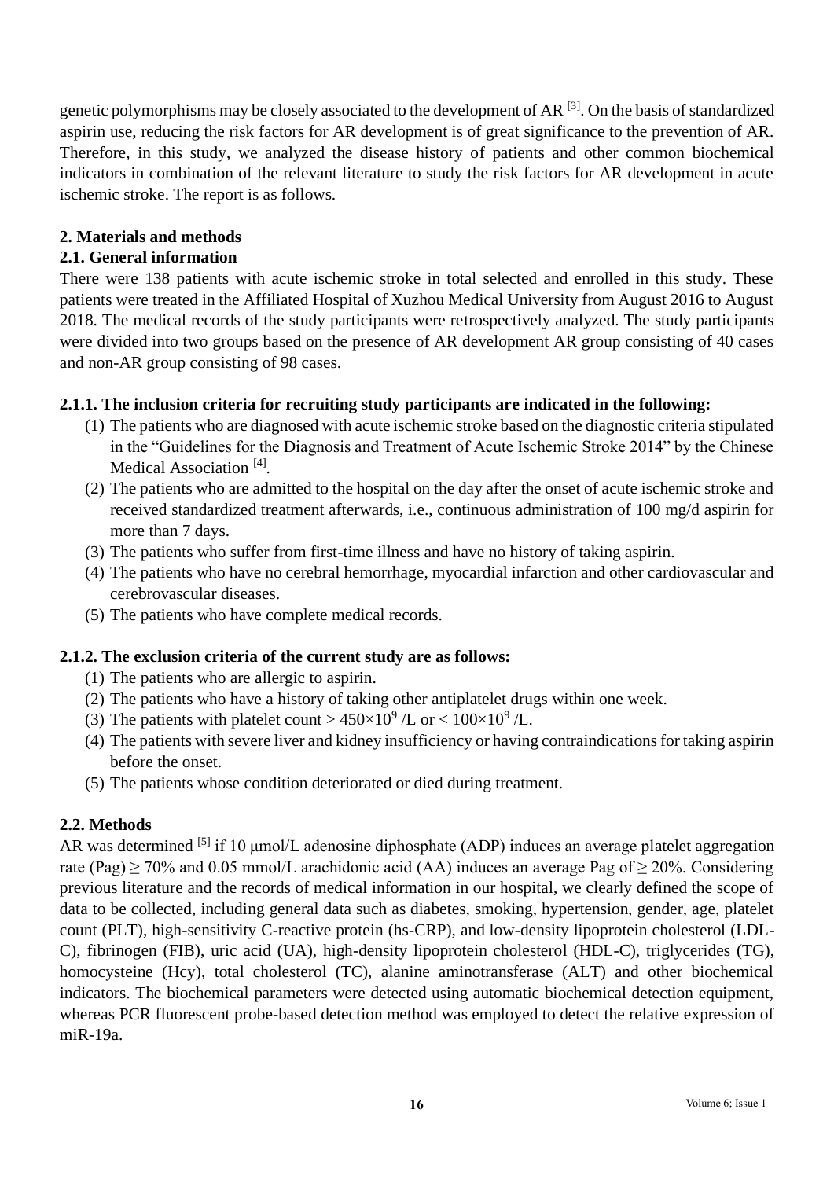genetic polymorphisms may be closely associated to the development of AR [3]. On the basis of standardized aspirin use, reducing the risk factors for AR development is of great significance to the prevention of AR. Therefore, in this study, we analyzed the disease history of patients and other common biochemical indicators in combination of the relevant literature to study the risk factors for AR development in acute ischemic stroke. The report is as follows.

## 2. Materials and methods

### 2.1. General information

There were 138 patients with acute ischemic stroke in total selected and enrolled in this study. These patients were treated in the Affiliated Hospital of Xuzhou Medical University from August 2016 to August 2018. The medical records of the study participants were retrospectively analyzed. The study participants were divided into two groups based on the presence of AR development AR group consisting of 40 cases and non-AR group consisting of 98 cases.

#### 2.1.1. The inclusion criteria for recruiting study participants are indicated in the following:

(1) The patients who are diagnosed with acute ischemic stroke based on the diagnostic criteria stipulated in the "Guidelines for the Diagnosis and Treatment of Acute Ischemic Stroke 2014" by the Chinese Medical Association [4].
(2) The patients who are admitted to the hospital on the day after the onset of acute ischemic stroke and received standardized treatment afterwards, i.e., continuous administration of 100 mg/d aspirin for more than 7 days.
(3) The patients who suffer from first-time illness and have no history of taking aspirin.
(4) The patients who have no cerebral hemorrhage, myocardial infarction and other cardiovascular and cerebrovascular diseases.
(5) The patients who have complete medical records.

#### 2.1.2. The exclusion criteria of the current study are as follows:

(1) The patients who are allergic to aspirin.
(2) The patients who have a history of taking other antiplatelet drugs within one week.
(3) The patients with platelet count > $450 \times 10^9$ /L or < $100 \times 10^9$ /L.
(4) The patients with severe liver and kidney insufficiency or having contraindications for taking aspirin before the onset.
(5) The patients whose condition deteriorated or died during treatment.

### 2.2. Methods

AR was determined [5] if 10 μmol/L adenosine diphosphate (ADP) induces an average platelet aggregation rate (Pag) $\geq 70\%$ and 0.05 mmol/L arachidonic acid (AA) induces an average Pag of $\geq 20\%$. Considering previous literature and the records of medical information in our hospital, we clearly defined the scope of data to be collected, including general data such as diabetes, smoking, hypertension, gender, age, platelet count (PLT), high-sensitivity C-reactive protein (hs-CRP), and low-density lipoprotein cholesterol (LDL-C), fibrinogen (FIB), uric acid (UA), high-density lipoprotein cholesterol (HDL-C), triglycerides (TG), homocysteine (Hcy), total cholesterol (TC), alanine aminotransferase (ALT) and other biochemical indicators. The biochemical parameters were detected using automatic biochemical detection equipment, whereas PCR fluorescent probe-based detection method was employed to detect the relative expression of miR-19a.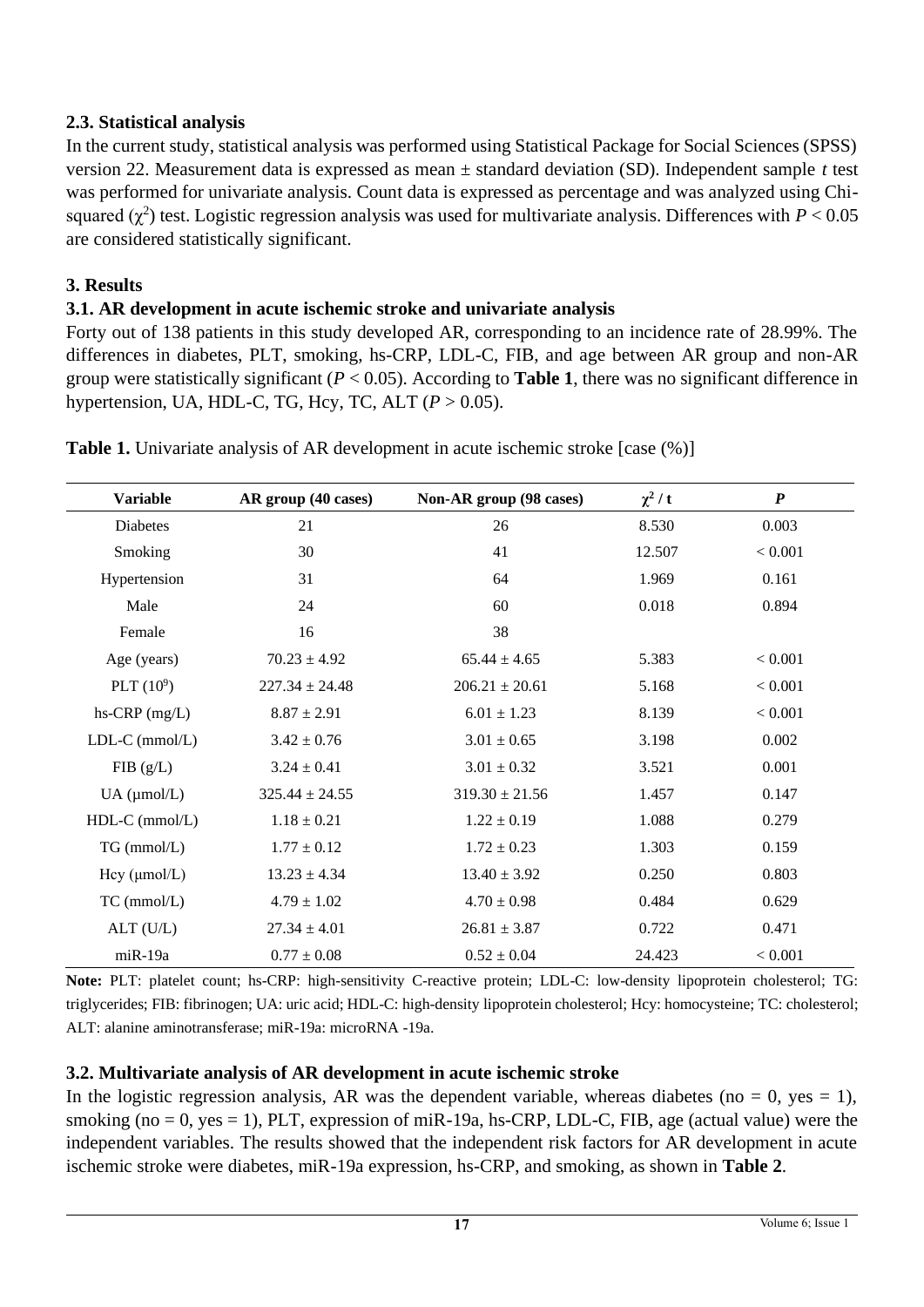### 2.3. Statistical analysis

In the current study, statistical analysis was performed using Statistical Package for Social Sciences (SPSS) version 22. Measurement data is expressed as mean ± standard deviation (SD). Independent sample *t* test was performed for univariate analysis. Count data is expressed as percentage and was analyzed using Chi-squared ($\chi^2$) test. Logistic regression analysis was used for multivariate analysis. Differences with $P < 0.05$ are considered statistically significant.

## 3. Results

### 3.1. AR development in acute ischemic stroke and univariate analysis

Forty out of 138 patients in this study developed AR, corresponding to an incidence rate of 28.99%. The differences in diabetes, PLT, smoking, hs-CRP, LDL-C, FIB, and age between AR group and non-AR group were statistically significant ($P < 0.05$). According to **Table 1**, there was no significant difference in hypertension, UA, HDL-C, TG, Hcy, TC, ALT ($P > 0.05$).

**Table 1.** Univariate analysis of AR development in acute ischemic stroke [case (%)]

| Variable | AR group (40 cases) | Non-AR group (98 cases) | $\chi^2$ / t | *P* |
|---|---|---|---|---|
| Diabetes | 21 | 26 | 8.530 | 0.003 |
| Smoking | 30 | 41 | 12.507 | < 0.001 |
| Hypertension | 31 | 64 | 1.969 | 0.161 |
| Male | 24 | 60 | 0.018 | 0.894 |
| Female | 16 | 38 | | |
| Age (years) | 70.23 ± 4.92 | 65.44 ± 4.65 | 5.383 | < 0.001 |
| PLT ($10^9$) | 227.34 ± 24.48 | 206.21 ± 20.61 | 5.168 | < 0.001 |
| hs-CRP (mg/L) | 8.87 ± 2.91 | 6.01 ± 1.23 | 8.139 | < 0.001 |
| LDL-C (mmol/L) | 3.42 ± 0.76 | 3.01 ± 0.65 | 3.198 | 0.002 |
| FIB (g/L) | 3.24 ± 0.41 | 3.01 ± 0.32 | 3.521 | 0.001 |
| UA (μmol/L) | 325.44 ± 24.55 | 319.30 ± 21.56 | 1.457 | 0.147 |
| HDL-C (mmol/L) | 1.18 ± 0.21 | 1.22 ± 0.19 | 1.088 | 0.279 |
| TG (mmol/L) | 1.77 ± 0.12 | 1.72 ± 0.23 | 1.303 | 0.159 |
| Hcy (μmol/L) | 13.23 ± 4.34 | 13.40 ± 3.92 | 0.250 | 0.803 |
| TC (mmol/L) | 4.79 ± 1.02 | 4.70 ± 0.98 | 0.484 | 0.629 |
| ALT (U/L) | 27.34 ± 4.01 | 26.81 ± 3.87 | 0.722 | 0.471 |
| miR-19a | 0.77 ± 0.08 | 0.52 ± 0.04 | 24.423 | < 0.001 |

**Note:** PLT: platelet count; hs-CRP: high-sensitivity C-reactive protein; LDL-C: low-density lipoprotein cholesterol; TG: triglycerides; FIB: fibrinogen; UA: uric acid; HDL-C: high-density lipoprotein cholesterol; Hcy: homocysteine; TC: cholesterol; ALT: alanine aminotransferase; miR-19a: microRNA -19a.

### 3.2. Multivariate analysis of AR development in acute ischemic stroke

In the logistic regression analysis, AR was the dependent variable, whereas diabetes (no = 0, yes = 1), smoking (no = 0, yes = 1), PLT, expression of miR-19a, hs-CRP, LDL-C, FIB, age (actual value) were the independent variables. The results showed that the independent risk factors for AR development in acute ischemic stroke were diabetes, miR-19a expression, hs-CRP, and smoking, as shown in **Table 2**.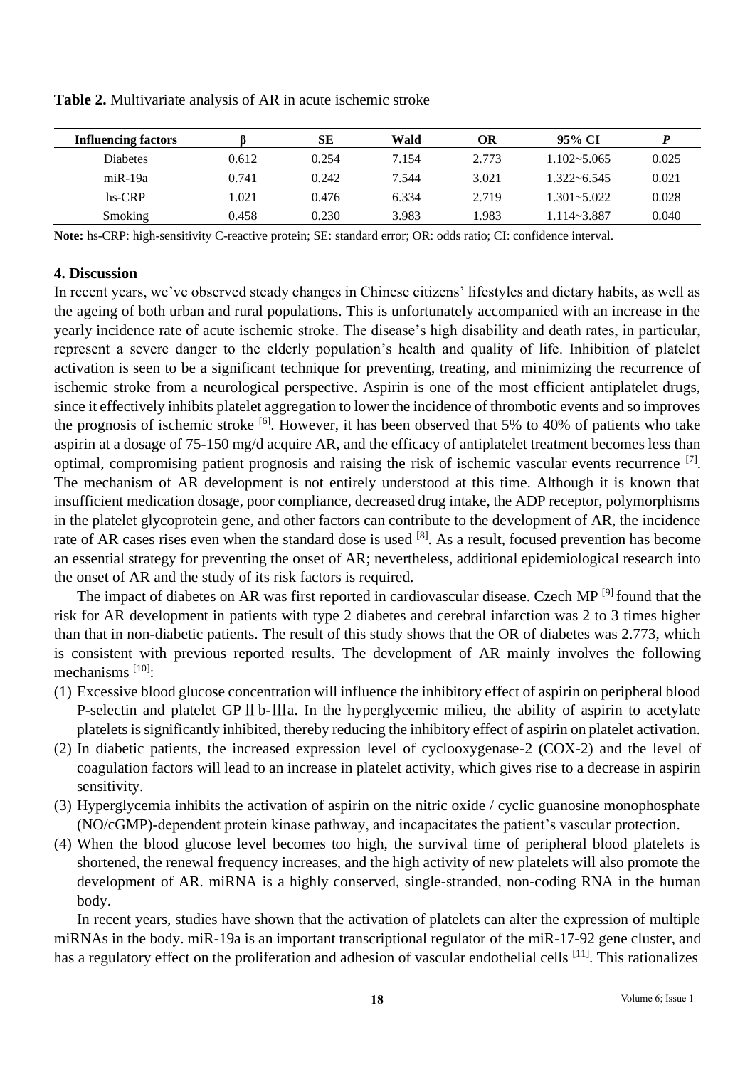**Table 2.** Multivariate analysis of AR in acute ischemic stroke

| Influencing factors | β | SE | Wald | OR | 95% CI | *P* |
|---|---|---|---|---|---|---|
| Diabetes | 0.612 | 0.254 | 7.154 | 2.773 | 1.102~5.065 | 0.025 |
| miR-19a | 0.741 | 0.242 | 7.544 | 3.021 | 1.322~6.545 | 0.021 |
| hs-CRP | 1.021 | 0.476 | 6.334 | 2.719 | 1.301~5.022 | 0.028 |
| Smoking | 0.458 | 0.230 | 3.983 | 1.983 | 1.114~3.887 | 0.040 |

**Note:** hs-CRP: high-sensitivity C-reactive protein; SE: standard error; OR: odds ratio; CI: confidence interval.

## 4. Discussion

In recent years, we've observed steady changes in Chinese citizens' lifestyles and dietary habits, as well as the ageing of both urban and rural populations. This is unfortunately accompanied with an increase in the yearly incidence rate of acute ischemic stroke. The disease's high disability and death rates, in particular, represent a severe danger to the elderly population's health and quality of life. Inhibition of platelet activation is seen to be a significant technique for preventing, treating, and minimizing the recurrence of ischemic stroke from a neurological perspective. Aspirin is one of the most efficient antiplatelet drugs, since it effectively inhibits platelet aggregation to lower the incidence of thrombotic events and so improves the prognosis of ischemic stroke [6]. However, it has been observed that 5% to 40% of patients who take aspirin at a dosage of 75-150 mg/d acquire AR, and the efficacy of antiplatelet treatment becomes less than optimal, compromising patient prognosis and raising the risk of ischemic vascular events recurrence [7]. The mechanism of AR development is not entirely understood at this time. Although it is known that insufficient medication dosage, poor compliance, decreased drug intake, the ADP receptor, polymorphisms in the platelet glycoprotein gene, and other factors can contribute to the development of AR, the incidence rate of AR cases rises even when the standard dose is used [8]. As a result, focused prevention has become an essential strategy for preventing the onset of AR; nevertheless, additional epidemiological research into the onset of AR and the study of its risk factors is required.

The impact of diabetes on AR was first reported in cardiovascular disease. Czech MP [9] found that the risk for AR development in patients with type 2 diabetes and cerebral infarction was 2 to 3 times higher than that in non-diabetic patients. The result of this study shows that the OR of diabetes was 2.773, which is consistent with previous reported results. The development of AR mainly involves the following mechanisms [10]:

(1) Excessive blood glucose concentration will influence the inhibitory effect of aspirin on peripheral blood P-selectin and platelet GP Ⅱb-Ⅲa. In the hyperglycemic milieu, the ability of aspirin to acetylate platelets is significantly inhibited, thereby reducing the inhibitory effect of aspirin on platelet activation.

(2) In diabetic patients, the increased expression level of cyclooxygenase-2 (COX-2) and the level of coagulation factors will lead to an increase in platelet activity, which gives rise to a decrease in aspirin sensitivity.

(3) Hyperglycemia inhibits the activation of aspirin on the nitric oxide / cyclic guanosine monophosphate (NO/cGMP)-dependent protein kinase pathway, and incapacitates the patient's vascular protection.

(4) When the blood glucose level becomes too high, the survival time of peripheral blood platelets is shortened, the renewal frequency increases, and the high activity of new platelets will also promote the development of AR. miRNA is a highly conserved, single-stranded, non-coding RNA in the human body.

In recent years, studies have shown that the activation of platelets can alter the expression of multiple miRNAs in the body. miR-19a is an important transcriptional regulator of the miR-17-92 gene cluster, and has a regulatory effect on the proliferation and adhesion of vascular endothelial cells [11]. This rationalizes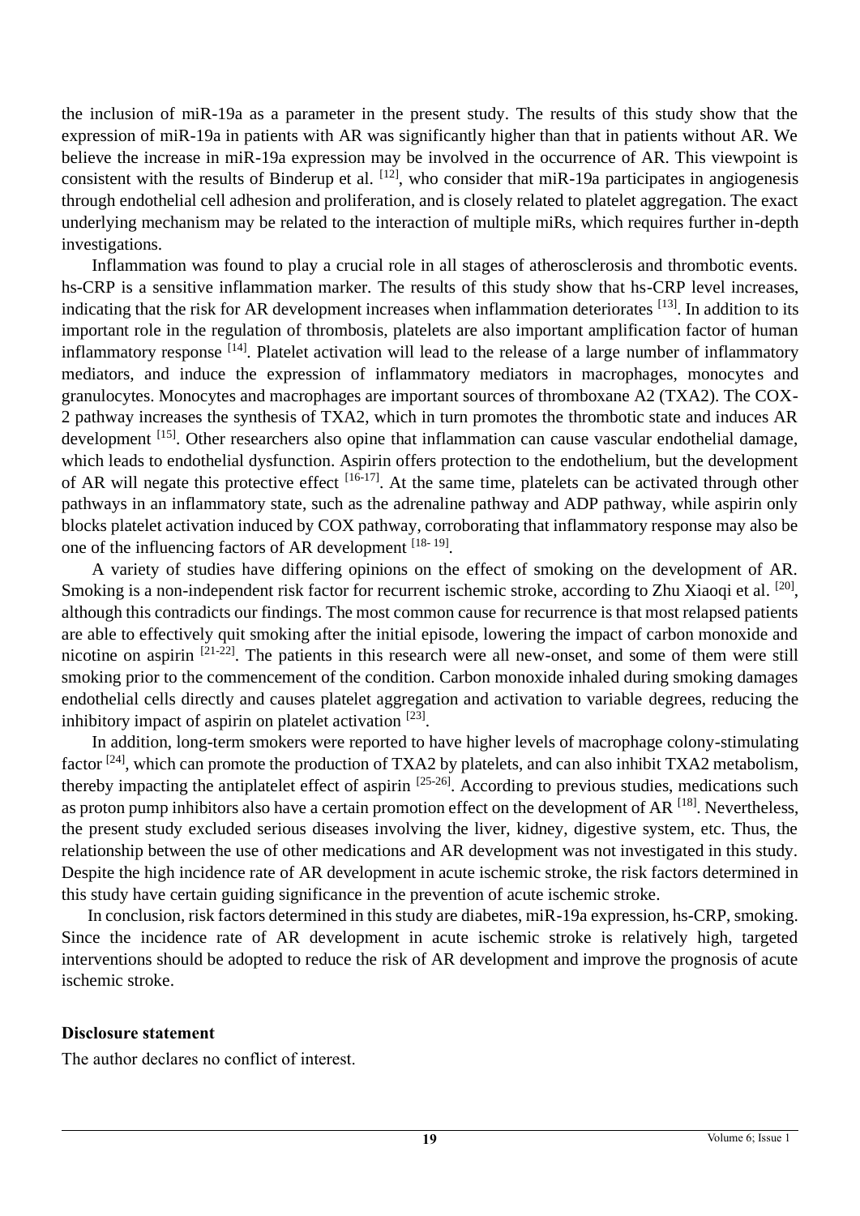the inclusion of miR-19a as a parameter in the present study. The results of this study show that the expression of miR-19a in patients with AR was significantly higher than that in patients without AR. We believe the increase in miR-19a expression may be involved in the occurrence of AR. This viewpoint is consistent with the results of Binderup et al. [12], who consider that miR-19a participates in angiogenesis through endothelial cell adhesion and proliferation, and is closely related to platelet aggregation. The exact underlying mechanism may be related to the interaction of multiple miRs, which requires further in-depth investigations.

Inflammation was found to play a crucial role in all stages of atherosclerosis and thrombotic events. hs-CRP is a sensitive inflammation marker. The results of this study show that hs-CRP level increases, indicating that the risk for AR development increases when inflammation deteriorates [13]. In addition to its important role in the regulation of thrombosis, platelets are also important amplification factor of human inflammatory response [14]. Platelet activation will lead to the release of a large number of inflammatory mediators, and induce the expression of inflammatory mediators in macrophages, monocytes and granulocytes. Monocytes and macrophages are important sources of thromboxane A2 (TXA2). The COX-2 pathway increases the synthesis of TXA2, which in turn promotes the thrombotic state and induces AR development [15]. Other researchers also opine that inflammation can cause vascular endothelial damage, which leads to endothelial dysfunction. Aspirin offers protection to the endothelium, but the development of AR will negate this protective effect [16-17]. At the same time, platelets can be activated through other pathways in an inflammatory state, such as the adrenaline pathway and ADP pathway, while aspirin only blocks platelet activation induced by COX pathway, corroborating that inflammatory response may also be one of the influencing factors of AR development [18- 19].

A variety of studies have differing opinions on the effect of smoking on the development of AR. Smoking is a non-independent risk factor for recurrent ischemic stroke, according to Zhu Xiaoqi et al. [20], although this contradicts our findings. The most common cause for recurrence is that most relapsed patients are able to effectively quit smoking after the initial episode, lowering the impact of carbon monoxide and nicotine on aspirin [21-22]. The patients in this research were all new-onset, and some of them were still smoking prior to the commencement of the condition. Carbon monoxide inhaled during smoking damages endothelial cells directly and causes platelet aggregation and activation to variable degrees, reducing the inhibitory impact of aspirin on platelet activation [23].

In addition, long-term smokers were reported to have higher levels of macrophage colony-stimulating factor [24], which can promote the production of TXA2 by platelets, and can also inhibit TXA2 metabolism, thereby impacting the antiplatelet effect of aspirin [25-26]. According to previous studies, medications such as proton pump inhibitors also have a certain promotion effect on the development of AR [18]. Nevertheless, the present study excluded serious diseases involving the liver, kidney, digestive system, etc. Thus, the relationship between the use of other medications and AR development was not investigated in this study. Despite the high incidence rate of AR development in acute ischemic stroke, the risk factors determined in this study have certain guiding significance in the prevention of acute ischemic stroke.

In conclusion, risk factors determined in this study are diabetes, miR-19a expression, hs-CRP, smoking. Since the incidence rate of AR development in acute ischemic stroke is relatively high, targeted interventions should be adopted to reduce the risk of AR development and improve the prognosis of acute ischemic stroke.

**Disclosure statement**

The author declares no conflict of interest.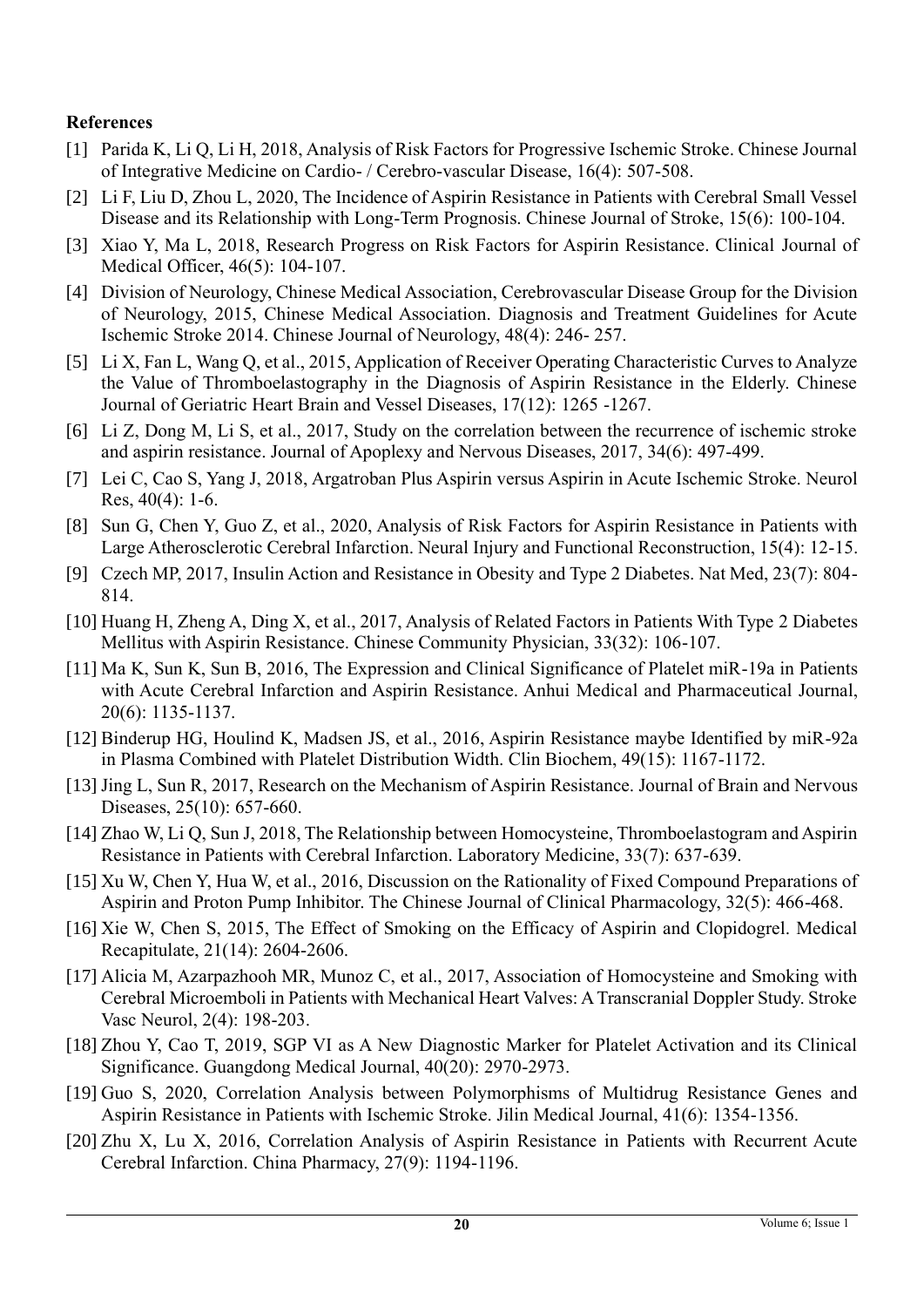**References**

[1] Parida K, Li Q, Li H, 2018, Analysis of Risk Factors for Progressive Ischemic Stroke. Chinese Journal of Integrative Medicine on Cardio- / Cerebro-vascular Disease, 16(4): 507-508.

[2] Li F, Liu D, Zhou L, 2020, The Incidence of Aspirin Resistance in Patients with Cerebral Small Vessel Disease and its Relationship with Long-Term Prognosis. Chinese Journal of Stroke, 15(6): 100-104.

[3] Xiao Y, Ma L, 2018, Research Progress on Risk Factors for Aspirin Resistance. Clinical Journal of Medical Officer, 46(5): 104-107.

[4] Division of Neurology, Chinese Medical Association, Cerebrovascular Disease Group for the Division of Neurology, 2015, Chinese Medical Association. Diagnosis and Treatment Guidelines for Acute Ischemic Stroke 2014. Chinese Journal of Neurology, 48(4): 246- 257.

[5] Li X, Fan L, Wang Q, et al., 2015, Application of Receiver Operating Characteristic Curves to Analyze the Value of Thromboelastography in the Diagnosis of Aspirin Resistance in the Elderly. Chinese Journal of Geriatric Heart Brain and Vessel Diseases, 17(12): 1265 -1267.

[6] Li Z, Dong M, Li S, et al., 2017, Study on the correlation between the recurrence of ischemic stroke and aspirin resistance. Journal of Apoplexy and Nervous Diseases, 2017, 34(6): 497-499.

[7] Lei C, Cao S, Yang J, 2018, Argatroban Plus Aspirin versus Aspirin in Acute Ischemic Stroke. Neurol Res, 40(4): 1-6.

[8] Sun G, Chen Y, Guo Z, et al., 2020, Analysis of Risk Factors for Aspirin Resistance in Patients with Large Atherosclerotic Cerebral Infarction. Neural Injury and Functional Reconstruction, 15(4): 12-15.

[9] Czech MP, 2017, Insulin Action and Resistance in Obesity and Type 2 Diabetes. Nat Med, 23(7): 804-814.

[10] Huang H, Zheng A, Ding X, et al., 2017, Analysis of Related Factors in Patients With Type 2 Diabetes Mellitus with Aspirin Resistance. Chinese Community Physician, 33(32): 106-107.

[11] Ma K, Sun K, Sun B, 2016, The Expression and Clinical Significance of Platelet miR-19a in Patients with Acute Cerebral Infarction and Aspirin Resistance. Anhui Medical and Pharmaceutical Journal, 20(6): 1135-1137.

[12] Binderup HG, Houlind K, Madsen JS, et al., 2016, Aspirin Resistance maybe Identified by miR-92a in Plasma Combined with Platelet Distribution Width. Clin Biochem, 49(15): 1167-1172.

[13] Jing L, Sun R, 2017, Research on the Mechanism of Aspirin Resistance. Journal of Brain and Nervous Diseases, 25(10): 657-660.

[14] Zhao W, Li Q, Sun J, 2018, The Relationship between Homocysteine, Thromboelastogram and Aspirin Resistance in Patients with Cerebral Infarction. Laboratory Medicine, 33(7): 637-639.

[15] Xu W, Chen Y, Hua W, et al., 2016, Discussion on the Rationality of Fixed Compound Preparations of Aspirin and Proton Pump Inhibitor. The Chinese Journal of Clinical Pharmacology, 32(5): 466-468.

[16] Xie W, Chen S, 2015, The Effect of Smoking on the Efficacy of Aspirin and Clopidogrel. Medical Recapitulate, 21(14): 2604-2606.

[17] Alicia M, Azarpazhooh MR, Munoz C, et al., 2017, Association of Homocysteine and Smoking with Cerebral Microemboli in Patients with Mechanical Heart Valves: A Transcranial Doppler Study. Stroke Vasc Neurol, 2(4): 198-203.

[18] Zhou Y, Cao T, 2019, SGP VI as A New Diagnostic Marker for Platelet Activation and its Clinical Significance. Guangdong Medical Journal, 40(20): 2970-2973.

[19] Guo S, 2020, Correlation Analysis between Polymorphisms of Multidrug Resistance Genes and Aspirin Resistance in Patients with Ischemic Stroke. Jilin Medical Journal, 41(6): 1354-1356.

[20] Zhu X, Lu X, 2016, Correlation Analysis of Aspirin Resistance in Patients with Recurrent Acute Cerebral Infarction. China Pharmacy, 27(9): 1194-1196.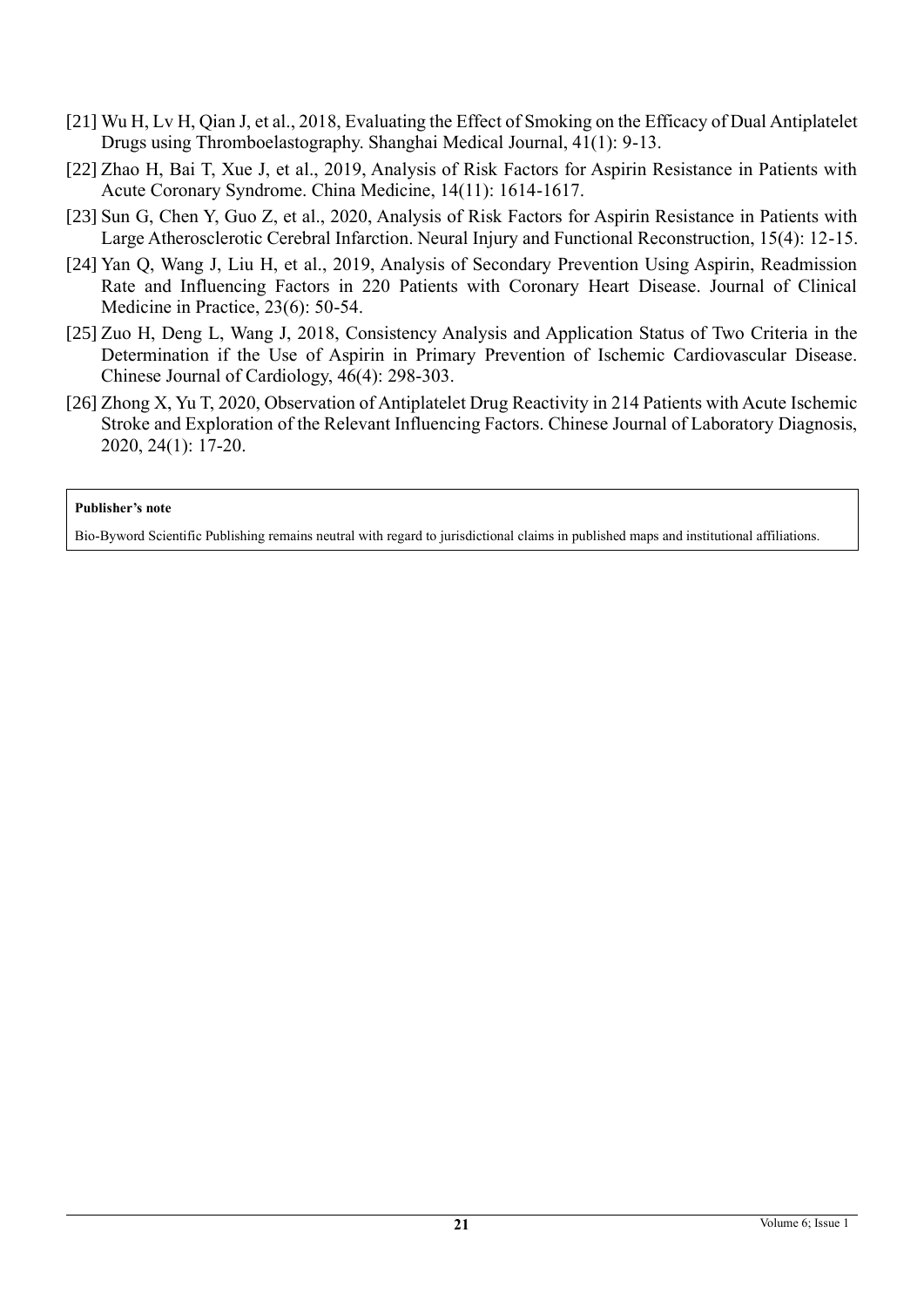[21] Wu H, Lv H, Qian J, et al., 2018, Evaluating the Effect of Smoking on the Efficacy of Dual Antiplatelet Drugs using Thromboelastography. Shanghai Medical Journal, 41(1): 9-13.

[22] Zhao H, Bai T, Xue J, et al., 2019, Analysis of Risk Factors for Aspirin Resistance in Patients with Acute Coronary Syndrome. China Medicine, 14(11): 1614-1617.

[23] Sun G, Chen Y, Guo Z, et al., 2020, Analysis of Risk Factors for Aspirin Resistance in Patients with Large Atherosclerotic Cerebral Infarction. Neural Injury and Functional Reconstruction, 15(4): 12-15.

[24] Yan Q, Wang J, Liu H, et al., 2019, Analysis of Secondary Prevention Using Aspirin, Readmission Rate and Influencing Factors in 220 Patients with Coronary Heart Disease. Journal of Clinical Medicine in Practice, 23(6): 50-54.

[25] Zuo H, Deng L, Wang J, 2018, Consistency Analysis and Application Status of Two Criteria in the Determination if the Use of Aspirin in Primary Prevention of Ischemic Cardiovascular Disease. Chinese Journal of Cardiology, 46(4): 298-303.

[26] Zhong X, Yu T, 2020, Observation of Antiplatelet Drug Reactivity in 214 Patients with Acute Ischemic Stroke and Exploration of the Relevant Influencing Factors. Chinese Journal of Laboratory Diagnosis, 2020, 24(1): 17-20.

**Publisher's note**

Bio-Byword Scientific Publishing remains neutral with regard to jurisdictional claims in published maps and institutional affiliations.